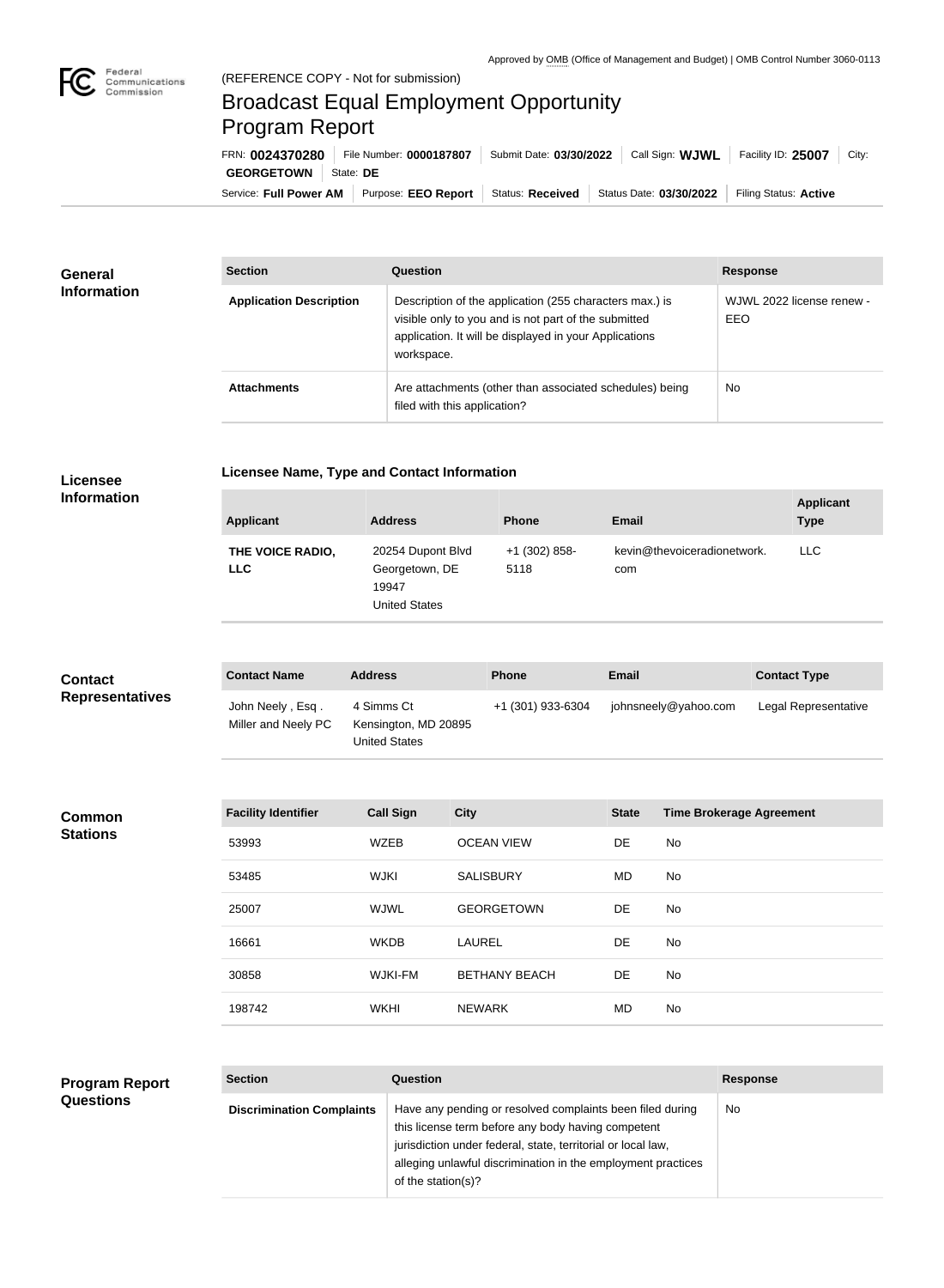Approved by OMB (Office of Management and Budget) | OMB Control Number 3060-0113

(REFERENCE COPY - Not for submission)

# Broadcast Equal Employment Opportunity Program Report

FRN: **0024370280** | File Number: **0000187807** | Submit Date: **03/30/2022** | Call Sign: **WJWL** | Facility ID: **25007** | City: **GEORGETOWN** | State: **DE**

Service: **Full Power AM** | Purpose: **EEO Report** | Status: **Received** | Status Date: **03/30/2022** | Filing Status: **Active**

## General Information

| Section | Question | Response |
| --- | --- | --- |
| **Application Description** | Description of the application (255 characters max.) is visible only to you and is not part of the submitted application. It will be displayed in your Applications workspace. | WJWL 2022 license renew - EEO |
| **Attachments** | Are attachments (other than associated schedules) being filed with this application? | No |

## Licensee Information

### Licensee Name, Type and Contact Information

| Applicant | Address | Phone | Email | Applicant Type |
| --- | --- | --- | --- | --- |
| **THE VOICE RADIO, LLC** | 20254 Dupont Blvd<br>Georgetown, DE 19947<br>United States | +1 (302) 858-5118 | kevin@thevoiceradionetwork.com | LLC |

## Contact Representatives

| Contact Name | Address | Phone | Email | Contact Type |
| --- | --- | --- | --- | --- |
| John Neely , Esq .<br>Miller and Neely PC | 4 Simms Ct<br>Kensington, MD 20895<br>United States | +1 (301) 933-6304 | johnsneely@yahoo.com | Legal Representative |

## Common Stations

| Facility Identifier | Call Sign | City | State | Time Brokerage Agreement |
| --- | --- | --- | --- | --- |
| 53993 | WZEB | OCEAN VIEW | DE | No |
| 53485 | WJKI | SALISBURY | MD | No |
| 25007 | WJWL | GEORGETOWN | DE | No |
| 16661 | WKDB | LAUREL | DE | No |
| 30858 | WJKI-FM | BETHANY BEACH | DE | No |
| 198742 | WKHI | NEWARK | MD | No |

## Program Report Questions

| Section | Question | Response |
| --- | --- | --- |
| **Discrimination Complaints** | Have any pending or resolved complaints been filed during this license term before any body having competent jurisdiction under federal, state, territorial or local law, alleging unlawful discrimination in the employment practices of the station(s)? | No |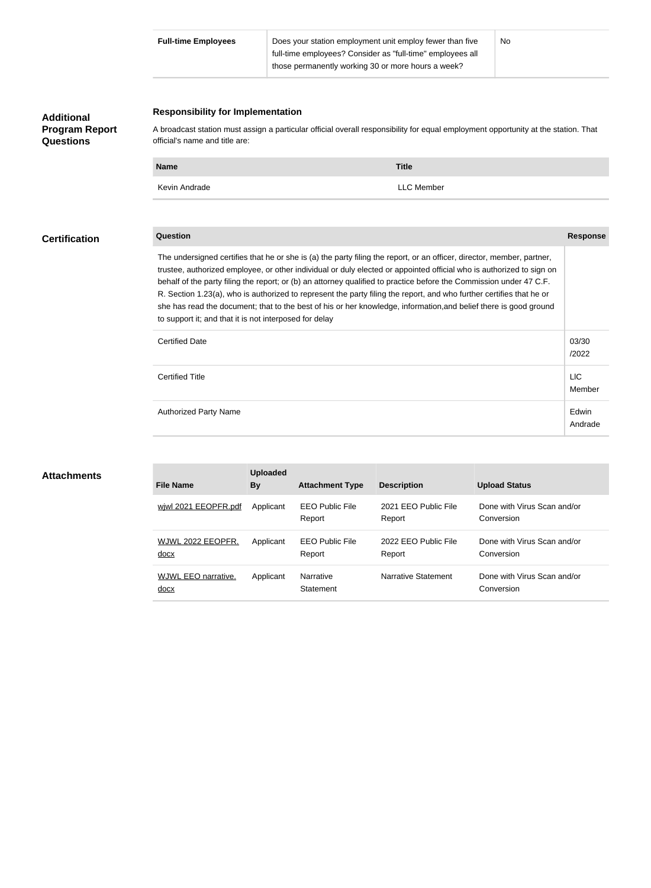| | | |
|---|---|---|
| **Full-time Employees** | Does your station employment unit employ fewer than five full-time employees? Consider as "full-time" employees all those permanently working 30 or more hours a week? | No |

## Additional Program Report Questions

### Responsibility for Implementation

A broadcast station must assign a particular official overall responsibility for equal employment opportunity at the station. That official's name and title are:

| Name | Title |
|---|---|
| Kevin Andrade | LLC Member |

## Certification

| Question | Response |
|---|---|
| The undersigned certifies that he or she is (a) the party filing the report, or an officer, director, member, partner, trustee, authorized employee, or other individual or duly elected or appointed official who is authorized to sign on behalf of the party filing the report; or (b) an attorney qualified to practice before the Commission under 47 C.F. R. Section 1.23(a), who is authorized to represent the party filing the report, and who further certifies that he or she has read the document; that to the best of his or her knowledge, information,and belief there is good ground to support it; and that it is not interposed for delay | |
| Certified Date | 03/30/2022 |
| Certified Title | LlC Member |
| Authorized Party Name | Edwin Andrade |

## Attachments

| File Name | Uploaded By | Attachment Type | Description | Upload Status |
|---|---|---|---|---|
| wjwl 2021 EEOPFR.pdf | Applicant | EEO Public File Report | 2021 EEO Public File Report | Done with Virus Scan and/or Conversion |
| WJWL 2022 EEOPFR.docx | Applicant | EEO Public File Report | 2022 EEO Public File Report | Done with Virus Scan and/or Conversion |
| WJWL EEO narrative.docx | Applicant | Narrative Statement | Narrative Statement | Done with Virus Scan and/or Conversion |